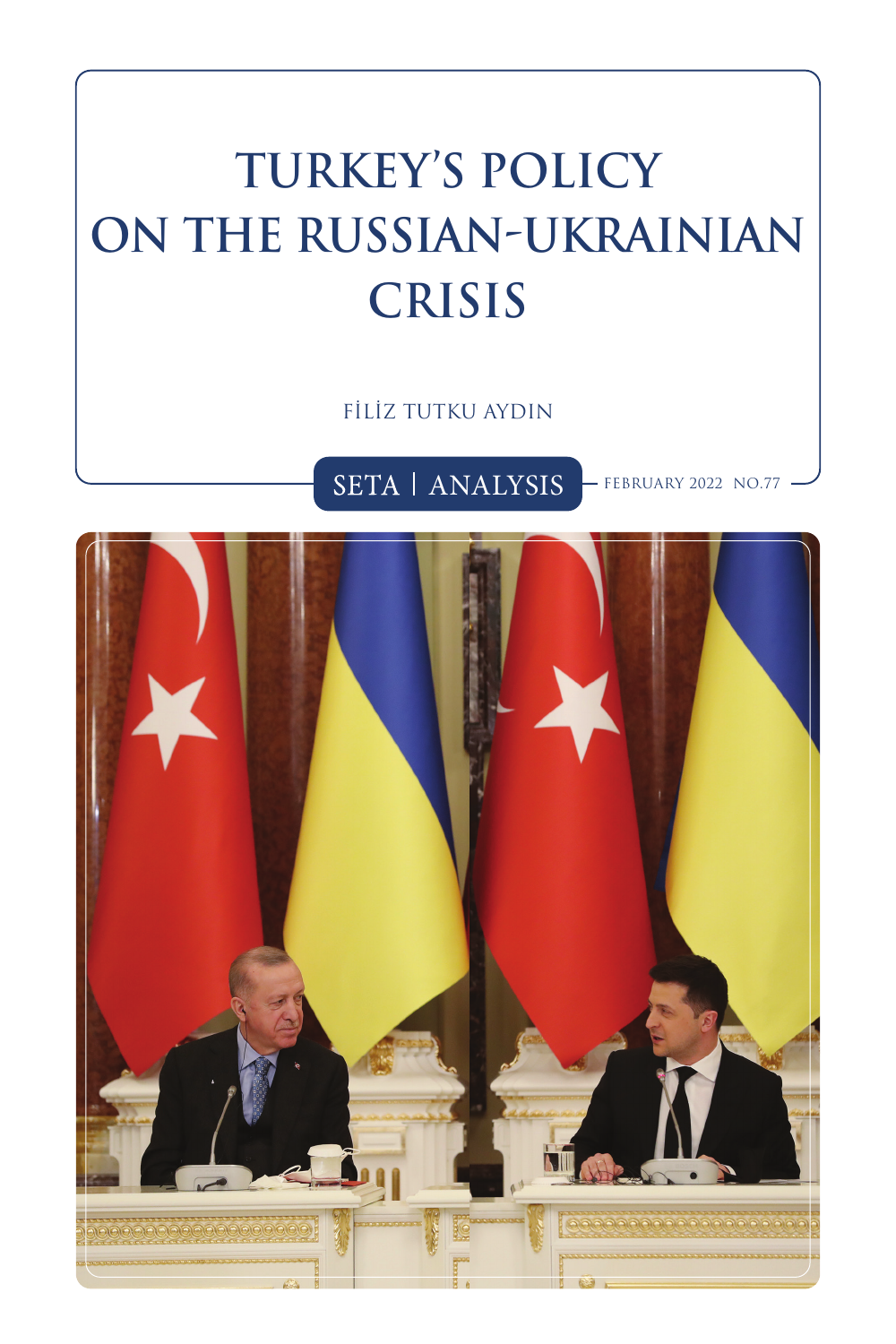# TURKEY'S POLICY ON THE RUSSIAN-UKRAINIAN CRISIS

FİLİZ TUTKU AYDIN

SETA | ANALYSIS

FEBRUARY 2022 NO.77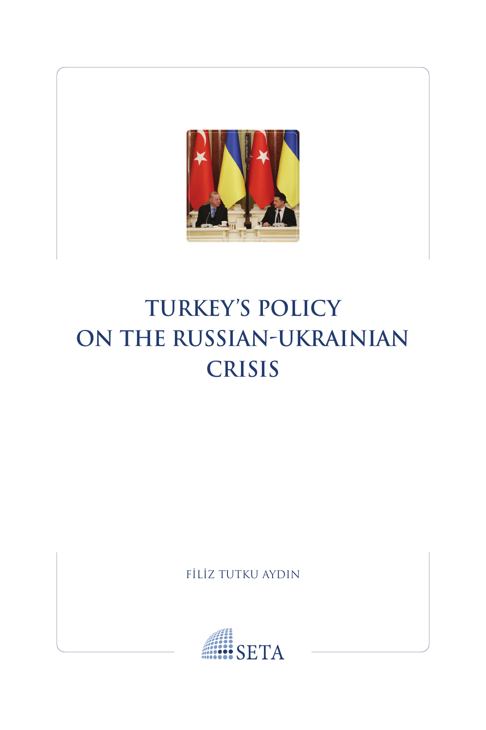# TURKEY'S POLICY ON THE RUSSIAN-UKRAINIAN CRISIS

FİLİZ TUTKU AYDIN

SETA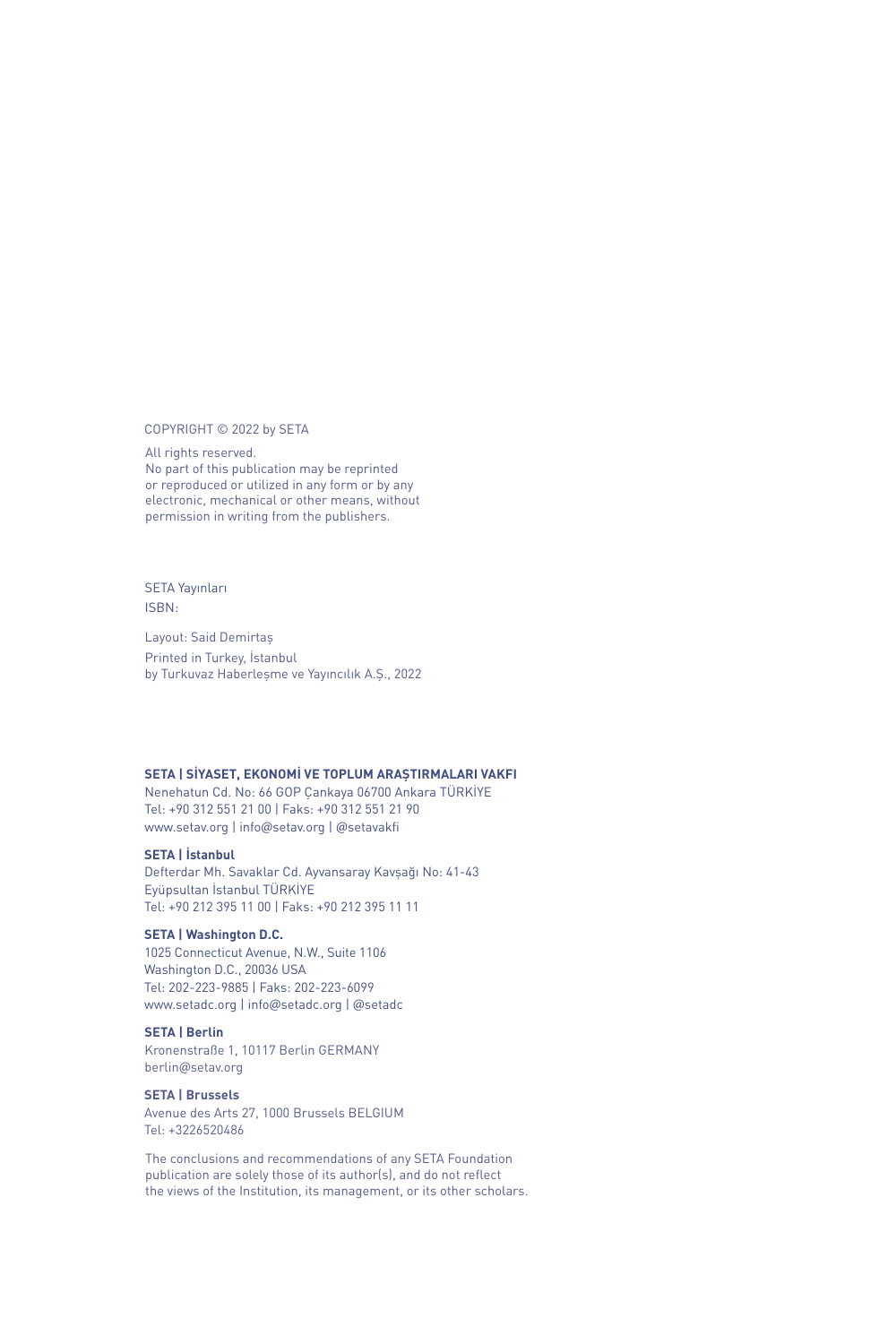COPYRIGHT © 2022 by SETA

All rights reserved.
No part of this publication may be reprinted or reproduced or utilized in any form or by any electronic, mechanical or other means, without permission in writing from the publishers.

SETA Yayınları
ISBN:

Layout: Said Demirtaş
Printed in Turkey, İstanbul
by Turkuvaz Haberleşme ve Yayıncılık A.Ş., 2022

**SETA | SİYASET, EKONOMİ VE TOPLUM ARAŞTIRMALARI VAKFI**
Nenehatun Cd. No: 66 GOP Çankaya 06700 Ankara TÜRKİYE
Tel: +90 312 551 21 00 | Faks: +90 312 551 21 90
www.setav.org | info@setav.org | @setavakfi

**SETA | İstanbul**
Defterdar Mh. Savaklar Cd. Ayvansaray Kavşağı No: 41-43
Eyüpsultan İstanbul TÜRKİYE
Tel: +90 212 395 11 00 | Faks: +90 212 395 11 11

**SETA | Washington D.C.**
1025 Connecticut Avenue, N.W., Suite 1106
Washington D.C., 20036 USA
Tel: 202-223-9885 | Faks: 202-223-6099
www.setadc.org | info@setadc.org | @setadc

**SETA | Berlin**
Kronenstraße 1, 10117 Berlin GERMANY
berlin@setav.org

**SETA | Brussels**
Avenue des Arts 27, 1000 Brussels BELGIUM
Tel: +3226520486

The conclusions and recommendations of any SETA Foundation publication are solely those of its author(s), and do not reflect the views of the Institution, its management, or its other scholars.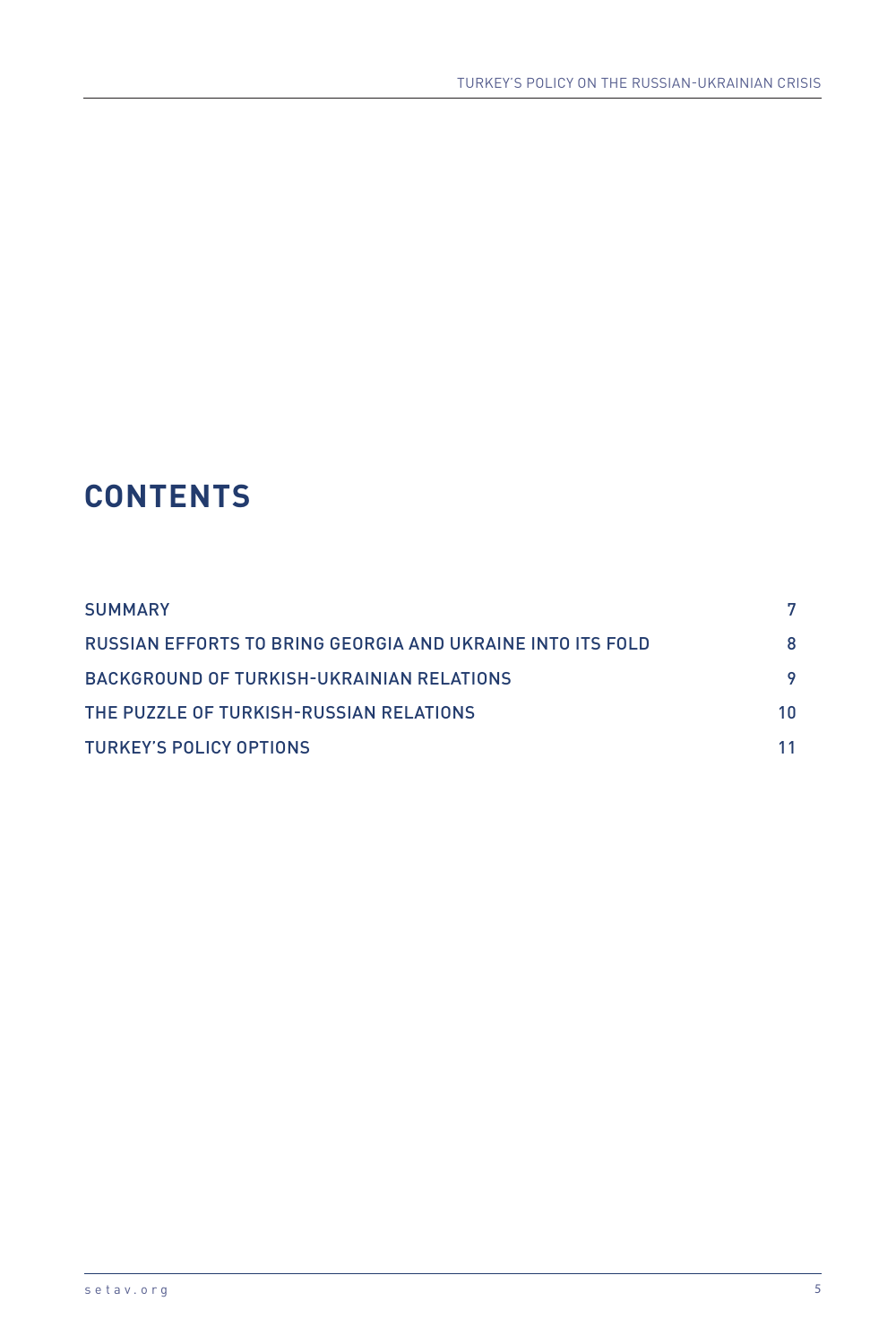# CONTENTS

| | |
|---|---|
| SUMMARY | 7 |
| RUSSIAN EFFORTS TO BRING GEORGIA AND UKRAINE INTO ITS FOLD | 8 |
| BACKGROUND OF TURKISH-UKRAINIAN RELATIONS | 9 |
| THE PUZZLE OF TURKISH-RUSSIAN RELATIONS | 10 |
| TURKEY'S POLICY OPTIONS | 11 |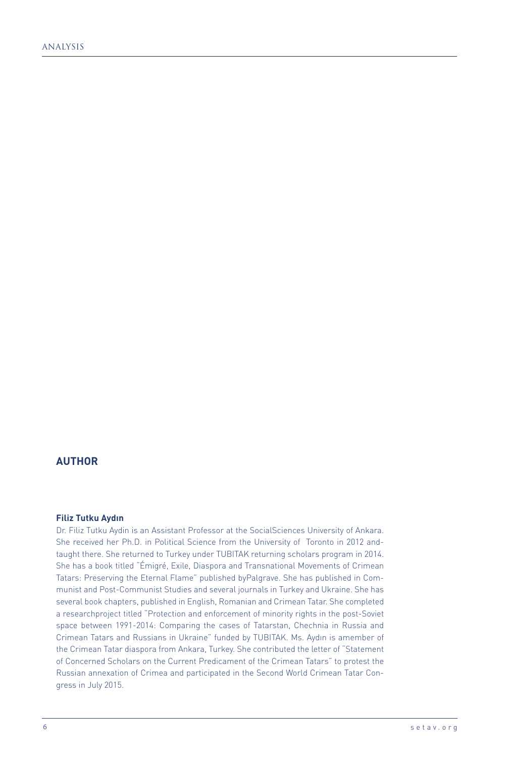## AUTHOR

**Filiz Tutku Aydın**

Dr. Filiz Tutku Aydin is an Assistant Professor at the SocialSciences University of Ankara. She received her Ph.D. in Political Science from the University of Toronto in 2012 and-taught there. She returned to Turkey under TUBITAK returning scholars program in 2014. She has a book titled "Émigré, Exile, Diaspora and Transnational Movements of Crimean Tatars: Preserving the Eternal Flame" published byPalgrave. She has published in Communist and Post-Communist Studies and several journals in Turkey and Ukraine. She has several book chapters, published in English, Romanian and Crimean Tatar. She completed a researchproject titled "Protection and enforcement of minority rights in the post-Soviet space between 1991-2014: Comparing the cases of Tatarstan, Chechnia in Russia and Crimean Tatars and Russians in Ukraine" funded by TUBITAK. Ms. Aydın is amember of the Crimean Tatar diaspora from Ankara, Turkey. She contributed the letter of "Statement of Concerned Scholars on the Current Predicament of the Crimean Tatars" to protest the Russian annexation of Crimea and participated in the Second World Crimean Tatar Congress in July 2015.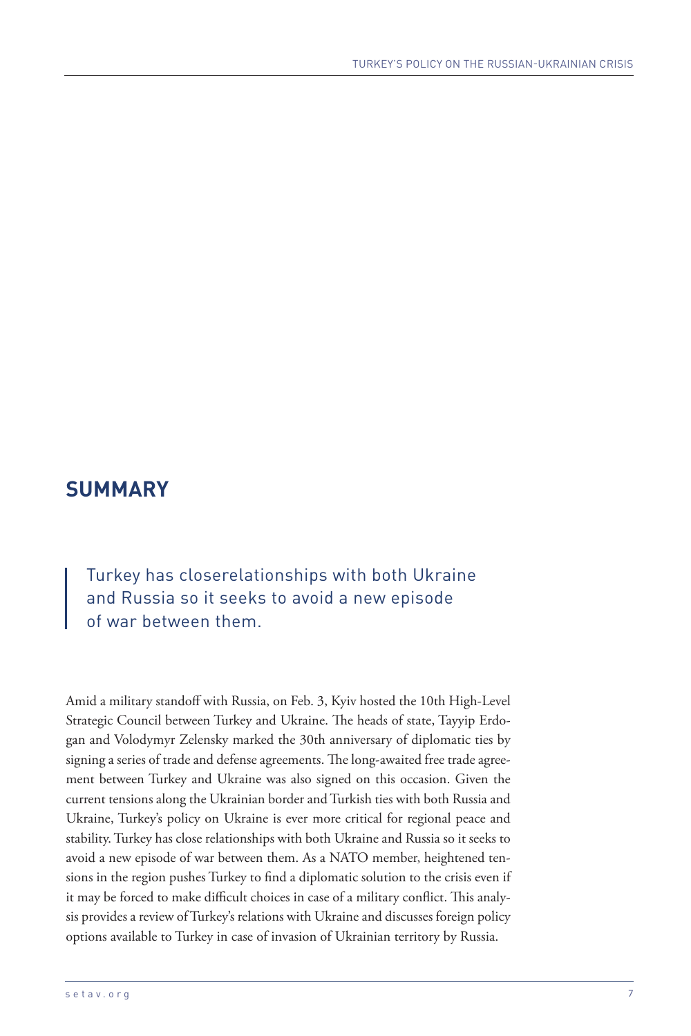## SUMMARY

> Turkey has closerelationships with both Ukraine and Russia so it seeks to avoid a new episode of war between them.

Amid a military standoff with Russia, on Feb. 3, Kyiv hosted the 10th High-Level Strategic Council between Turkey and Ukraine. The heads of state, Tayyip Erdogan and Volodymyr Zelensky marked the 30th anniversary of diplomatic ties by signing a series of trade and defense agreements. The long-awaited free trade agreement between Turkey and Ukraine was also signed on this occasion. Given the current tensions along the Ukrainian border and Turkish ties with both Russia and Ukraine, Turkey's policy on Ukraine is ever more critical for regional peace and stability. Turkey has close relationships with both Ukraine and Russia so it seeks to avoid a new episode of war between them. As a NATO member, heightened tensions in the region pushes Turkey to find a diplomatic solution to the crisis even if it may be forced to make difficult choices in case of a military conflict. This analysis provides a review of Turkey's relations with Ukraine and discusses foreign policy options available to Turkey in case of invasion of Ukrainian territory by Russia.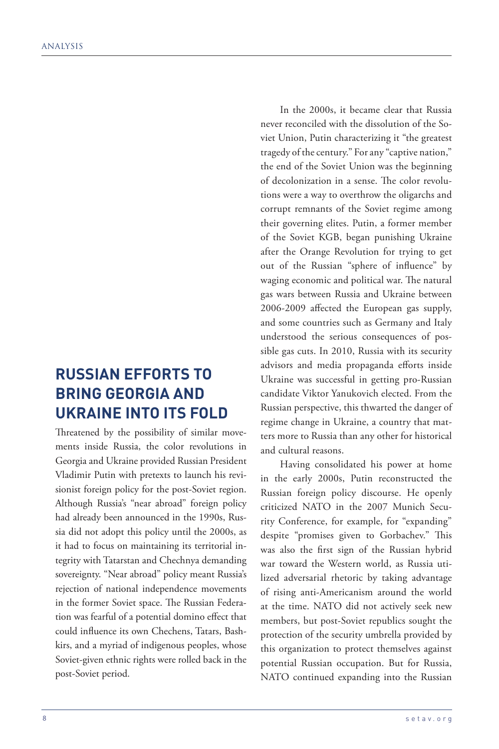## RUSSIAN EFFORTS TO BRING GEORGIA AND UKRAINE INTO ITS FOLD

Threatened by the possibility of similar movements inside Russia, the color revolutions in Georgia and Ukraine provided Russian President Vladimir Putin with pretexts to launch his revisionist foreign policy for the post-Soviet region. Although Russia's "near abroad" foreign policy had already been announced in the 1990s, Russia did not adopt this policy until the 2000s, as it had to focus on maintaining its territorial integrity with Tatarstan and Chechnya demanding sovereignty. "Near abroad" policy meant Russia's rejection of national independence movements in the former Soviet space. The Russian Federation was fearful of a potential domino effect that could influence its own Chechens, Tatars, Bashkirs, and a myriad of indigenous peoples, whose Soviet-given ethnic rights were rolled back in the post-Soviet period.

In the 2000s, it became clear that Russia never reconciled with the dissolution of the Soviet Union, Putin characterizing it "the greatest tragedy of the century." For any "captive nation," the end of the Soviet Union was the beginning of decolonization in a sense. The color revolutions were a way to overthrow the oligarchs and corrupt remnants of the Soviet regime among their governing elites. Putin, a former member of the Soviet KGB, began punishing Ukraine after the Orange Revolution for trying to get out of the Russian "sphere of influence" by waging economic and political war. The natural gas wars between Russia and Ukraine between 2006-2009 affected the European gas supply, and some countries such as Germany and Italy understood the serious consequences of possible gas cuts. In 2010, Russia with its security advisors and media propaganda efforts inside Ukraine was successful in getting pro-Russian candidate Viktor Yanukovich elected. From the Russian perspective, this thwarted the danger of regime change in Ukraine, a country that matters more to Russia than any other for historical and cultural reasons.

Having consolidated his power at home in the early 2000s, Putin reconstructed the Russian foreign policy discourse. He openly criticized NATO in the 2007 Munich Security Conference, for example, for "expanding" despite "promises given to Gorbachev." This was also the first sign of the Russian hybrid war toward the Western world, as Russia utilized adversarial rhetoric by taking advantage of rising anti-Americanism around the world at the time. NATO did not actively seek new members, but post-Soviet republics sought the protection of the security umbrella provided by this organization to protect themselves against potential Russian occupation. But for Russia, NATO continued expanding into the Russian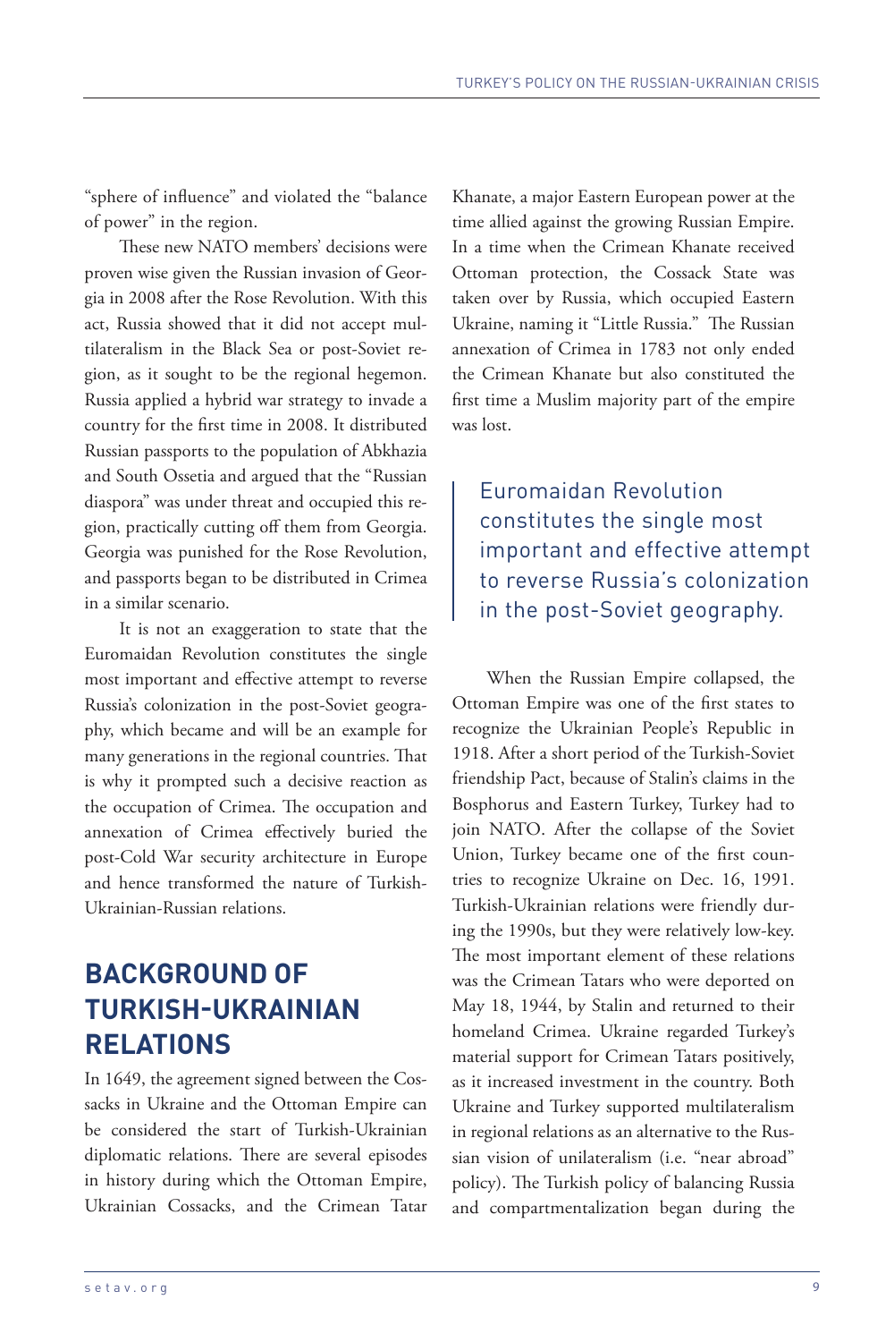"sphere of influence" and violated the "balance of power" in the region.

These new NATO members' decisions were proven wise given the Russian invasion of Georgia in 2008 after the Rose Revolution. With this act, Russia showed that it did not accept multilateralism in the Black Sea or post-Soviet region, as it sought to be the regional hegemon. Russia applied a hybrid war strategy to invade a country for the first time in 2008. It distributed Russian passports to the population of Abkhazia and South Ossetia and argued that the "Russian diaspora" was under threat and occupied this region, practically cutting off them from Georgia. Georgia was punished for the Rose Revolution, and passports began to be distributed in Crimea in a similar scenario.

It is not an exaggeration to state that the Euromaidan Revolution constitutes the single most important and effective attempt to reverse Russia's colonization in the post-Soviet geography, which became and will be an example for many generations in the regional countries. That is why it prompted such a decisive reaction as the occupation of Crimea. The occupation and annexation of Crimea effectively buried the post-Cold War security architecture in Europe and hence transformed the nature of Turkish-Ukrainian-Russian relations.

## BACKGROUND OF TURKISH-UKRAINIAN RELATIONS

In 1649, the agreement signed between the Cossacks in Ukraine and the Ottoman Empire can be considered the start of Turkish-Ukrainian diplomatic relations. There are several episodes in history during which the Ottoman Empire, Ukrainian Cossacks, and the Crimean Tatar Khanate, a major Eastern European power at the time allied against the growing Russian Empire. In a time when the Crimean Khanate received Ottoman protection, the Cossack State was taken over by Russia, which occupied Eastern Ukraine, naming it "Little Russia." The Russian annexation of Crimea in 1783 not only ended the Crimean Khanate but also constituted the first time a Muslim majority part of the empire was lost.

> Euromaidan Revolution constitutes the single most important and effective attempt to reverse Russia's colonization in the post-Soviet geography.

When the Russian Empire collapsed, the Ottoman Empire was one of the first states to recognize the Ukrainian People's Republic in 1918. After a short period of the Turkish-Soviet friendship Pact, because of Stalin's claims in the Bosphorus and Eastern Turkey, Turkey had to join NATO. After the collapse of the Soviet Union, Turkey became one of the first countries to recognize Ukraine on Dec. 16, 1991. Turkish-Ukrainian relations were friendly during the 1990s, but they were relatively low-key. The most important element of these relations was the Crimean Tatars who were deported on May 18, 1944, by Stalin and returned to their homeland Crimea. Ukraine regarded Turkey's material support for Crimean Tatars positively, as it increased investment in the country. Both Ukraine and Turkey supported multilateralism in regional relations as an alternative to the Russian vision of unilateralism (i.e. "near abroad" policy). The Turkish policy of balancing Russia and compartmentalization began during the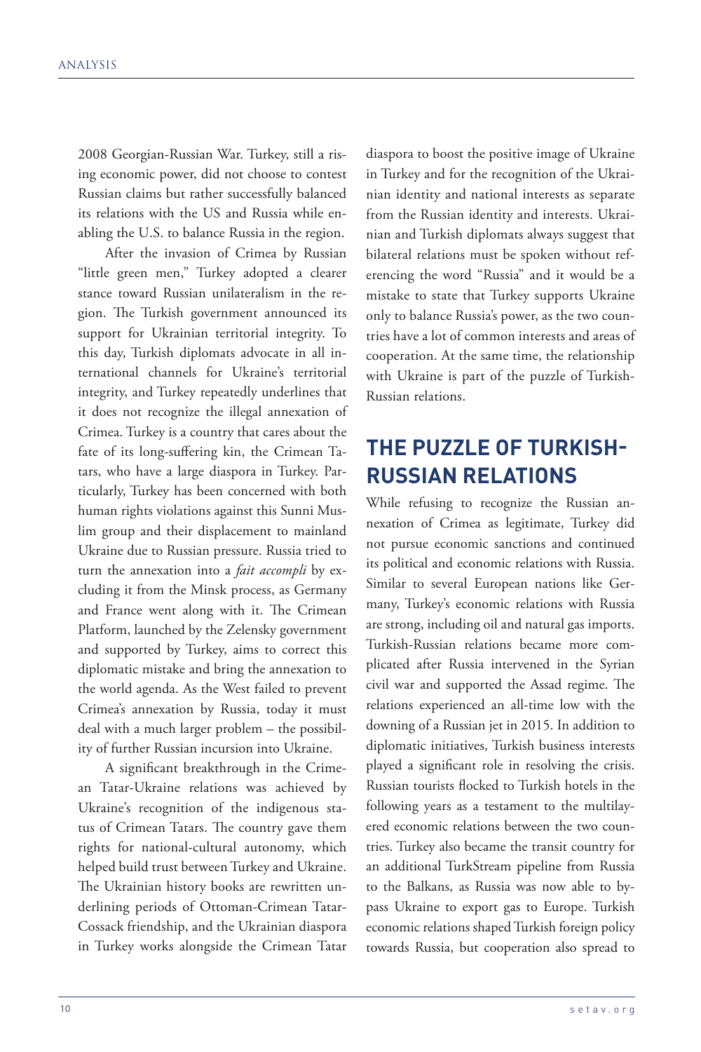2008 Georgian-Russian War. Turkey, still a rising economic power, did not choose to contest Russian claims but rather successfully balanced its relations with the US and Russia while enabling the U.S. to balance Russia in the region.

After the invasion of Crimea by Russian "little green men," Turkey adopted a clearer stance toward Russian unilateralism in the region. The Turkish government announced its support for Ukrainian territorial integrity. To this day, Turkish diplomats advocate in all international channels for Ukraine's territorial integrity, and Turkey repeatedly underlines that it does not recognize the illegal annexation of Crimea. Turkey is a country that cares about the fate of its long-suffering kin, the Crimean Tatars, who have a large diaspora in Turkey. Particularly, Turkey has been concerned with both human rights violations against this Sunni Muslim group and their displacement to mainland Ukraine due to Russian pressure. Russia tried to turn the annexation into a *fait accompli* by excluding it from the Minsk process, as Germany and France went along with it. The Crimean Platform, launched by the Zelensky government and supported by Turkey, aims to correct this diplomatic mistake and bring the annexation to the world agenda. As the West failed to prevent Crimea's annexation by Russia, today it must deal with a much larger problem – the possibility of further Russian incursion into Ukraine.

A significant breakthrough in the Crimean Tatar-Ukraine relations was achieved by Ukraine's recognition of the indigenous status of Crimean Tatars. The country gave them rights for national-cultural autonomy, which helped build trust between Turkey and Ukraine. The Ukrainian history books are rewritten underlining periods of Ottoman-Crimean Tatar-Cossack friendship, and the Ukrainian diaspora in Turkey works alongside the Crimean Tatar diaspora to boost the positive image of Ukraine in Turkey and for the recognition of the Ukrainian identity and national interests as separate from the Russian identity and interests. Ukrainian and Turkish diplomats always suggest that bilateral relations must be spoken without referencing the word "Russia" and it would be a mistake to state that Turkey supports Ukraine only to balance Russia's power, as the two countries have a lot of common interests and areas of cooperation. At the same time, the relationship with Ukraine is part of the puzzle of Turkish-Russian relations.

## THE PUZZLE OF TURKISH-RUSSIAN RELATIONS

While refusing to recognize the Russian annexation of Crimea as legitimate, Turkey did not pursue economic sanctions and continued its political and economic relations with Russia. Similar to several European nations like Germany, Turkey's economic relations with Russia are strong, including oil and natural gas imports. Turkish-Russian relations became more complicated after Russia intervened in the Syrian civil war and supported the Assad regime. The relations experienced an all-time low with the downing of a Russian jet in 2015. In addition to diplomatic initiatives, Turkish business interests played a significant role in resolving the crisis. Russian tourists flocked to Turkish hotels in the following years as a testament to the multilayered economic relations between the two countries. Turkey also became the transit country for an additional TurkStream pipeline from Russia to the Balkans, as Russia was now able to bypass Ukraine to export gas to Europe. Turkish economic relations shaped Turkish foreign policy towards Russia, but cooperation also spread to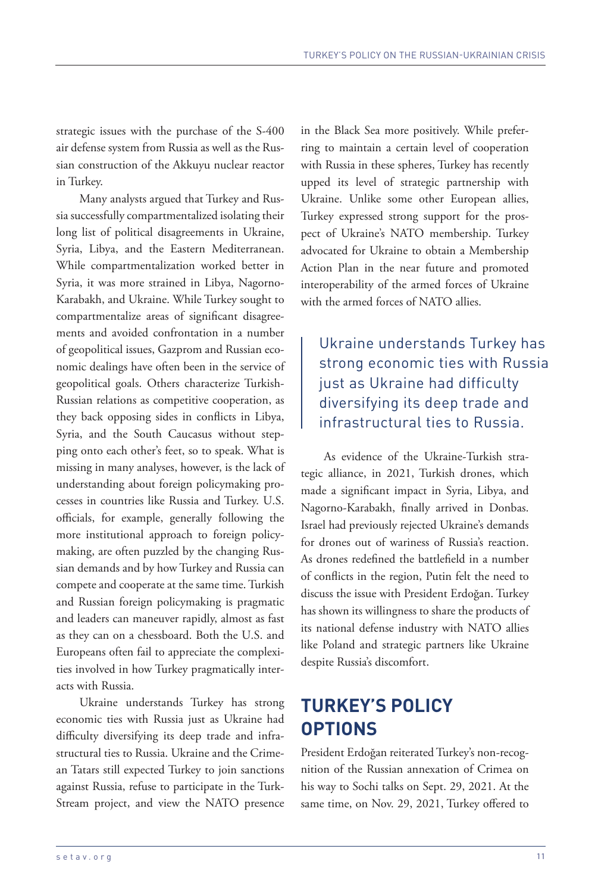strategic issues with the purchase of the S-400 air defense system from Russia as well as the Russian construction of the Akkuyu nuclear reactor in Turkey.

Many analysts argued that Turkey and Russia successfully compartmentalized isolating their long list of political disagreements in Ukraine, Syria, Libya, and the Eastern Mediterranean. While compartmentalization worked better in Syria, it was more strained in Libya, Nagorno-Karabakh, and Ukraine. While Turkey sought to compartmentalize areas of significant disagreements and avoided confrontation in a number of geopolitical issues, Gazprom and Russian economic dealings have often been in the service of geopolitical goals. Others characterize Turkish-Russian relations as competitive cooperation, as they back opposing sides in conflicts in Libya, Syria, and the South Caucasus without stepping onto each other's feet, so to speak. What is missing in many analyses, however, is the lack of understanding about foreign policymaking processes in countries like Russia and Turkey. U.S. officials, for example, generally following the more institutional approach to foreign policymaking, are often puzzled by the changing Russian demands and by how Turkey and Russia can compete and cooperate at the same time. Turkish and Russian foreign policymaking is pragmatic and leaders can maneuver rapidly, almost as fast as they can on a chessboard. Both the U.S. and Europeans often fail to appreciate the complexities involved in how Turkey pragmatically interacts with Russia.

Ukraine understands Turkey has strong economic ties with Russia just as Ukraine had difficulty diversifying its deep trade and infrastructural ties to Russia. Ukraine and the Crimean Tatars still expected Turkey to join sanctions against Russia, refuse to participate in the TurkStream project, and view the NATO presence in the Black Sea more positively. While preferring to maintain a certain level of cooperation with Russia in these spheres, Turkey has recently upped its level of strategic partnership with Ukraine. Unlike some other European allies, Turkey expressed strong support for the prospect of Ukraine's NATO membership. Turkey advocated for Ukraine to obtain a Membership Action Plan in the near future and promoted interoperability of the armed forces of Ukraine with the armed forces of NATO allies.

> Ukraine understands Turkey has strong economic ties with Russia just as Ukraine had difficulty diversifying its deep trade and infrastructural ties to Russia.

As evidence of the Ukraine-Turkish strategic alliance, in 2021, Turkish drones, which made a significant impact in Syria, Libya, and Nagorno-Karabakh, finally arrived in Donbas. Israel had previously rejected Ukraine's demands for drones out of wariness of Russia's reaction. As drones redefined the battlefield in a number of conflicts in the region, Putin felt the need to discuss the issue with President Erdoğan. Turkey has shown its willingness to share the products of its national defense industry with NATO allies like Poland and strategic partners like Ukraine despite Russia's discomfort.

## TURKEY'S POLICY OPTIONS

President Erdoğan reiterated Turkey's non-recognition of the Russian annexation of Crimea on his way to Sochi talks on Sept. 29, 2021. At the same time, on Nov. 29, 2021, Turkey offered to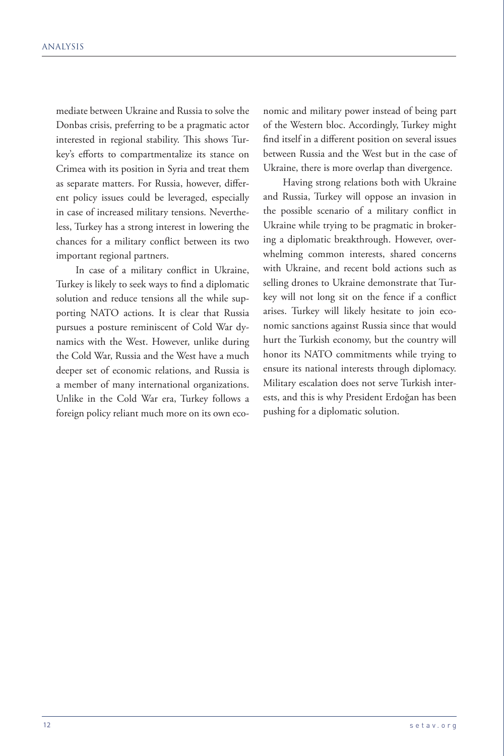mediate between Ukraine and Russia to solve the Donbas crisis, preferring to be a pragmatic actor interested in regional stability. This shows Turkey's efforts to compartmentalize its stance on Crimea with its position in Syria and treat them as separate matters. For Russia, however, different policy issues could be leveraged, especially in case of increased military tensions. Nevertheless, Turkey has a strong interest in lowering the chances for a military conflict between its two important regional partners.

In case of a military conflict in Ukraine, Turkey is likely to seek ways to find a diplomatic solution and reduce tensions all the while supporting NATO actions. It is clear that Russia pursues a posture reminiscent of Cold War dynamics with the West. However, unlike during the Cold War, Russia and the West have a much deeper set of economic relations, and Russia is a member of many international organizations. Unlike in the Cold War era, Turkey follows a foreign policy reliant much more on its own economic and military power instead of being part of the Western bloc. Accordingly, Turkey might find itself in a different position on several issues between Russia and the West but in the case of Ukraine, there is more overlap than divergence.

Having strong relations both with Ukraine and Russia, Turkey will oppose an invasion in the possible scenario of a military conflict in Ukraine while trying to be pragmatic in brokering a diplomatic breakthrough. However, overwhelming common interests, shared concerns with Ukraine, and recent bold actions such as selling drones to Ukraine demonstrate that Turkey will not long sit on the fence if a conflict arises. Turkey will likely hesitate to join economic sanctions against Russia since that would hurt the Turkish economy, but the country will honor its NATO commitments while trying to ensure its national interests through diplomacy. Military escalation does not serve Turkish interests, and this is why President Erdoğan has been pushing for a diplomatic solution.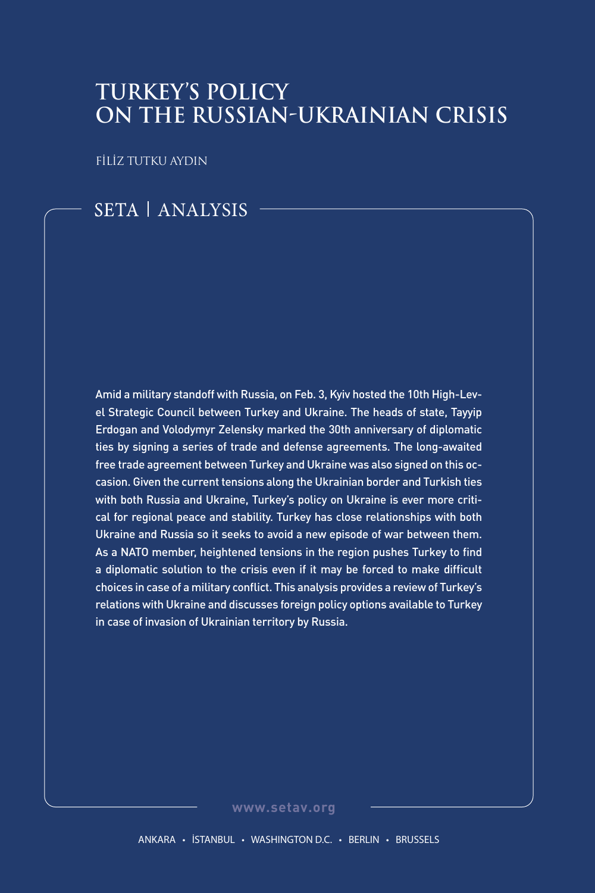# TURKEY'S POLICY ON THE RUSSIAN-UKRAINIAN CRISIS

FİLİZ TUTKU AYDIN

## SETA | ANALYSIS

Amid a military standoff with Russia, on Feb. 3, Kyiv hosted the 10th High-Level Strategic Council between Turkey and Ukraine. The heads of state, Tayyip Erdogan and Volodymyr Zelensky marked the 30th anniversary of diplomatic ties by signing a series of trade and defense agreements. The long-awaited free trade agreement between Turkey and Ukraine was also signed on this occasion. Given the current tensions along the Ukrainian border and Turkish ties with both Russia and Ukraine, Turkey's policy on Ukraine is ever more critical for regional peace and stability. Turkey has close relationships with both Ukraine and Russia so it seeks to avoid a new episode of war between them. As a NATO member, heightened tensions in the region pushes Turkey to find a diplomatic solution to the crisis even if it may be forced to make difficult choices in case of a military conflict. This analysis provides a review of Turkey's relations with Ukraine and discusses foreign policy options available to Turkey in case of invasion of Ukrainian territory by Russia.

www.setav.org

ANKARA • İSTANBUL • WASHINGTON D.C. • BERLIN • BRUSSELS